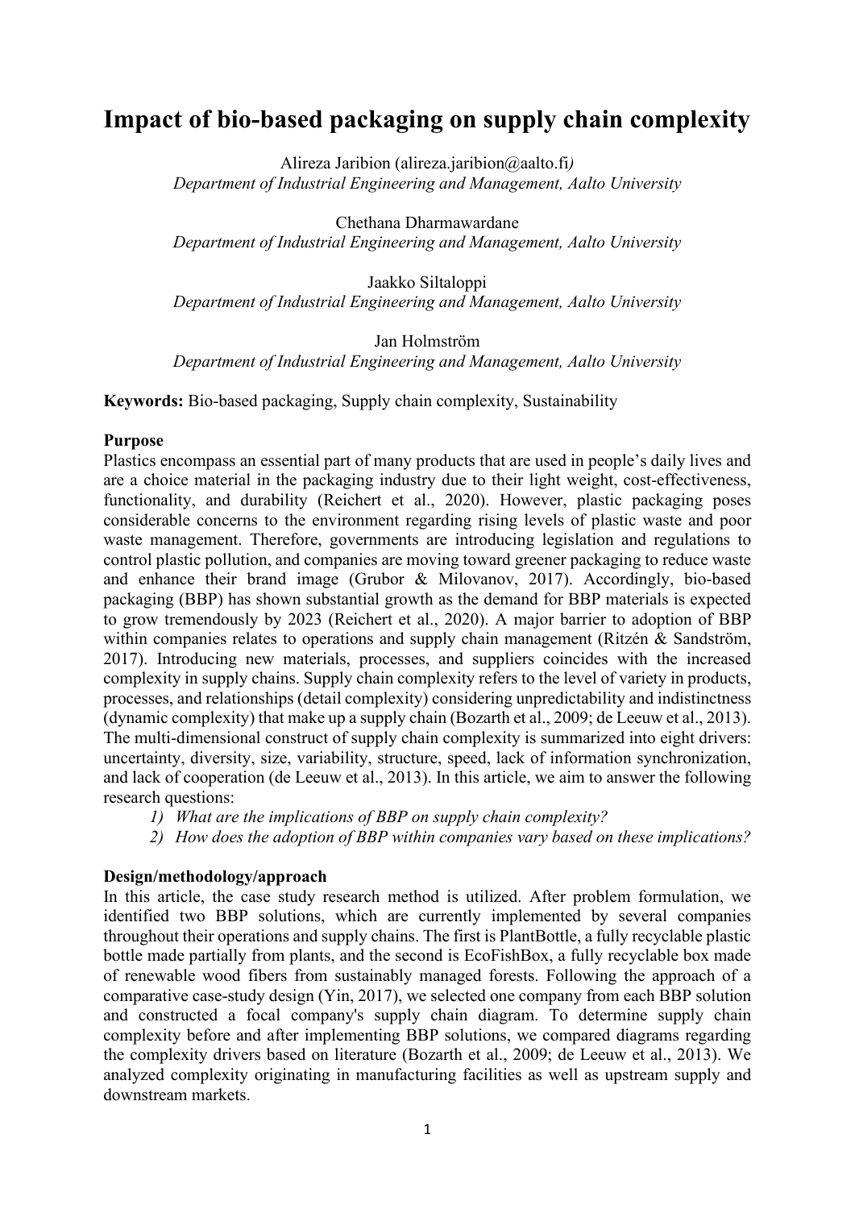# Impact of bio-based packaging on supply chain complexity

Alireza Jaribion (alireza.jaribion@aalto.fi*)*
*Department of Industrial Engineering and Management, Aalto University*

Chethana Dharmawardane
*Department of Industrial Engineering and Management, Aalto University*

Jaakko Siltaloppi
*Department of Industrial Engineering and Management, Aalto University*

Jan Holmström
*Department of Industrial Engineering and Management, Aalto University*

**Keywords:** Bio-based packaging, Supply chain complexity, Sustainability

**Purpose**

Plastics encompass an essential part of many products that are used in people's daily lives and are a choice material in the packaging industry due to their light weight, cost-effectiveness, functionality, and durability (Reichert et al., 2020). However, plastic packaging poses considerable concerns to the environment regarding rising levels of plastic waste and poor waste management. Therefore, governments are introducing legislation and regulations to control plastic pollution, and companies are moving toward greener packaging to reduce waste and enhance their brand image (Grubor & Milovanov, 2017). Accordingly, bio-based packaging (BBP) has shown substantial growth as the demand for BBP materials is expected to grow tremendously by 2023 (Reichert et al., 2020). A major barrier to adoption of BBP within companies relates to operations and supply chain management (Ritzén & Sandström, 2017). Introducing new materials, processes, and suppliers coincides with the increased complexity in supply chains. Supply chain complexity refers to the level of variety in products, processes, and relationships (detail complexity) considering unpredictability and indistinctness (dynamic complexity) that make up a supply chain (Bozarth et al., 2009; de Leeuw et al., 2013). The multi-dimensional construct of supply chain complexity is summarized into eight drivers: uncertainty, diversity, size, variability, structure, speed, lack of information synchronization, and lack of cooperation (de Leeuw et al., 2013). In this article, we aim to answer the following research questions:

1) *What are the implications of BBP on supply chain complexity?*
2) *How does the adoption of BBP within companies vary based on these implications?*

**Design/methodology/approach**

In this article, the case study research method is utilized. After problem formulation, we identified two BBP solutions, which are currently implemented by several companies throughout their operations and supply chains. The first is PlantBottle, a fully recyclable plastic bottle made partially from plants, and the second is EcoFishBox, a fully recyclable box made of renewable wood fibers from sustainably managed forests. Following the approach of a comparative case-study design (Yin, 2017), we selected one company from each BBP solution and constructed a focal company's supply chain diagram. To determine supply chain complexity before and after implementing BBP solutions, we compared diagrams regarding the complexity drivers based on literature (Bozarth et al., 2009; de Leeuw et al., 2013). We analyzed complexity originating in manufacturing facilities as well as upstream supply and downstream markets.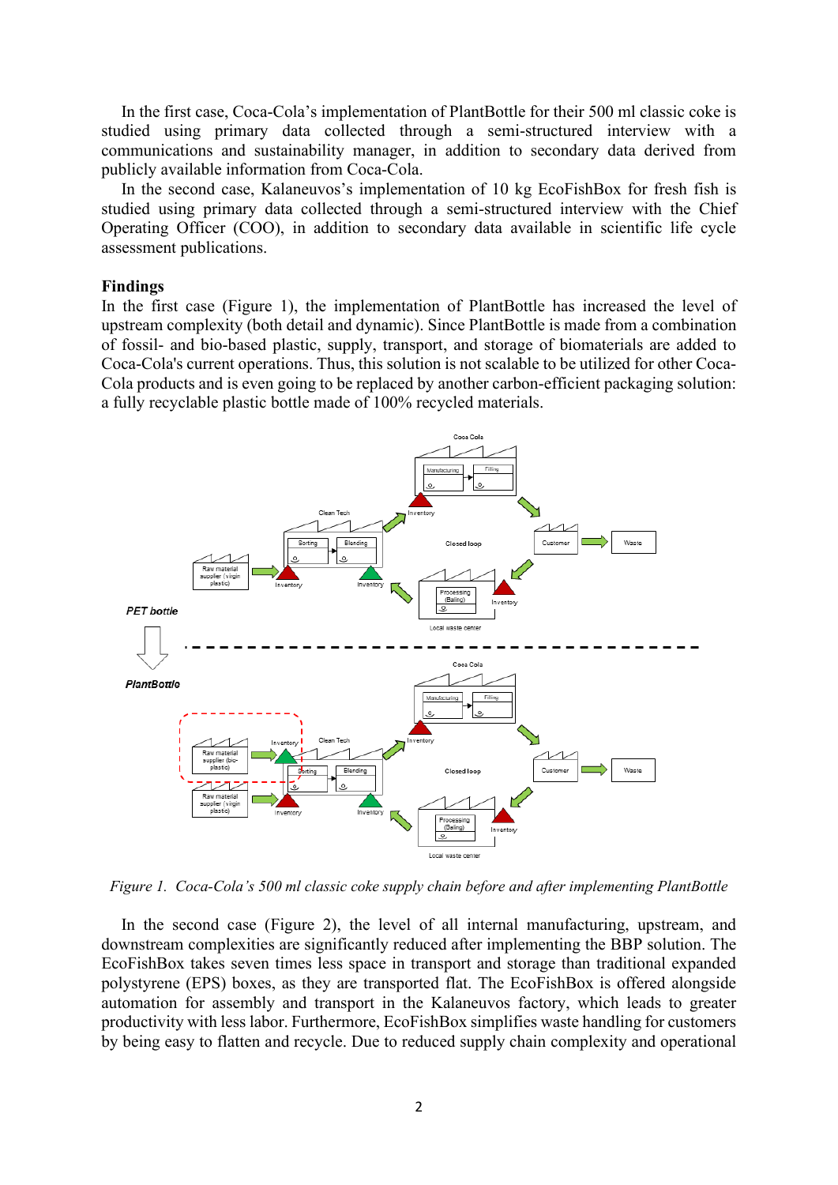In the first case, Coca-Cola's implementation of PlantBottle for their 500 ml classic coke is studied using primary data collected through a semi-structured interview with a communications and sustainability manager, in addition to secondary data derived from publicly available information from Coca-Cola.

In the second case, Kalaneuvos's implementation of 10 kg EcoFishBox for fresh fish is studied using primary data collected through a semi-structured interview with the Chief Operating Officer (COO), in addition to secondary data available in scientific life cycle assessment publications.

## Findings

In the first case (Figure 1), the implementation of PlantBottle has increased the level of upstream complexity (both detail and dynamic). Since PlantBottle is made from a combination of fossil- and bio-based plastic, supply, transport, and storage of biomaterials are added to Coca-Cola's current operations. Thus, this solution is not scalable to be utilized for other Coca-Cola products and is even going to be replaced by another carbon-efficient packaging solution: a fully recyclable plastic bottle made of 100% recycled materials.

*Figure 1. Coca-Cola's 500 ml classic coke supply chain before and after implementing PlantBottle*

In the second case (Figure 2), the level of all internal manufacturing, upstream, and downstream complexities are significantly reduced after implementing the BBP solution. The EcoFishBox takes seven times less space in transport and storage than traditional expanded polystyrene (EPS) boxes, as they are transported flat. The EcoFishBox is offered alongside automation for assembly and transport in the Kalaneuvos factory, which leads to greater productivity with less labor. Furthermore, EcoFishBox simplifies waste handling for customers by being easy to flatten and recycle. Due to reduced supply chain complexity and operational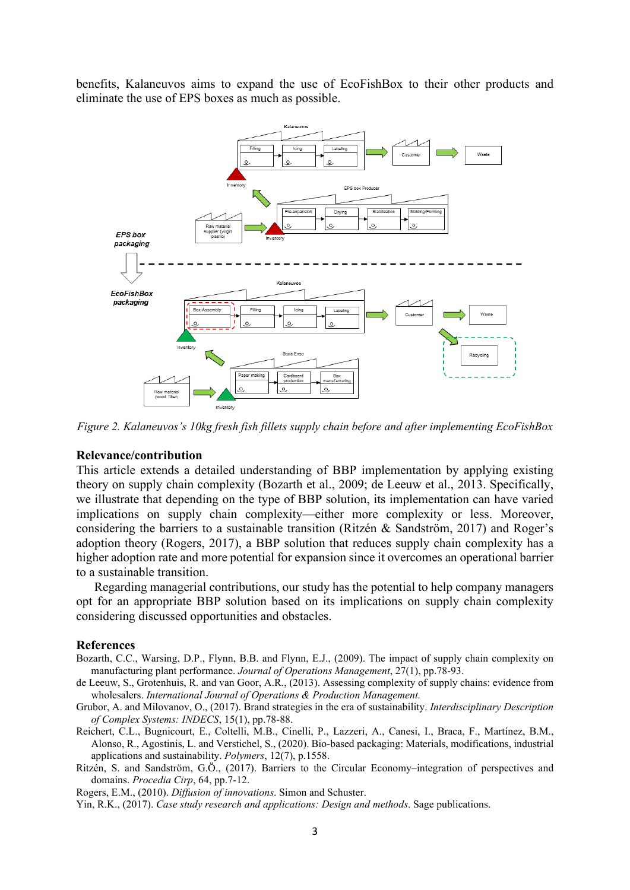benefits, Kalaneuvos aims to expand the use of EcoFishBox to their other products and eliminate the use of EPS boxes as much as possible.

Kalaneuvos
Filling
Icing
Labeling
Customer
Waste
Inventory
EPS box Producer
Pre-expansion
Drying
Stabilization
Molding/Forming
Raw material supplier (virgin plastic)
Inventory
EPS box packaging
EcoFishBox packaging
Kalaneuvos
Box Assembly
Filling
Icing
Labeling
Customer
Waste
Recycling
Inventory
Stora Enso
Paper making
Cardboard production
Box manufacturing
Raw material (wood fiber)
Inventory

*Figure 2. Kalaneuvos's 10kg fresh fish fillets supply chain before and after implementing EcoFishBox*

## Relevance/contribution

This article extends a detailed understanding of BBP implementation by applying existing theory on supply chain complexity (Bozarth et al., 2009; de Leeuw et al., 2013. Specifically, we illustrate that depending on the type of BBP solution, its implementation can have varied implications on supply chain complexity—either more complexity or less. Moreover, considering the barriers to a sustainable transition (Ritzén & Sandström, 2017) and Roger's adoption theory (Rogers, 2017), a BBP solution that reduces supply chain complexity has a higher adoption rate and more potential for expansion since it overcomes an operational barrier to a sustainable transition.

Regarding managerial contributions, our study has the potential to help company managers opt for an appropriate BBP solution based on its implications on supply chain complexity considering discussed opportunities and obstacles.

## References

Bozarth, C.C., Warsing, D.P., Flynn, B.B. and Flynn, E.J., (2009). The impact of supply chain complexity on manufacturing plant performance. *Journal of Operations Management*, 27(1), pp.78-93.

de Leeuw, S., Grotenhuis, R. and van Goor, A.R., (2013). Assessing complexity of supply chains: evidence from wholesalers. *International Journal of Operations & Production Management.*

Grubor, A. and Milovanov, O., (2017). Brand strategies in the era of sustainability. *Interdisciplinary Description of Complex Systems: INDECS*, 15(1), pp.78-88.

Reichert, C.L., Bugnicourt, E., Coltelli, M.B., Cinelli, P., Lazzeri, A., Canesi, I., Braca, F., Martínez, B.M., Alonso, R., Agostinis, L. and Verstichel, S., (2020). Bio-based packaging: Materials, modifications, industrial applications and sustainability. *Polymers*, 12(7), p.1558.

Ritzén, S. and Sandström, G.Ö., (2017). Barriers to the Circular Economy–integration of perspectives and domains. *Procedia Cirp*, 64, pp.7-12.

Rogers, E.M., (2010). *Diffusion of innovations*. Simon and Schuster.

Yin, R.K., (2017). *Case study research and applications: Design and methods*. Sage publications.